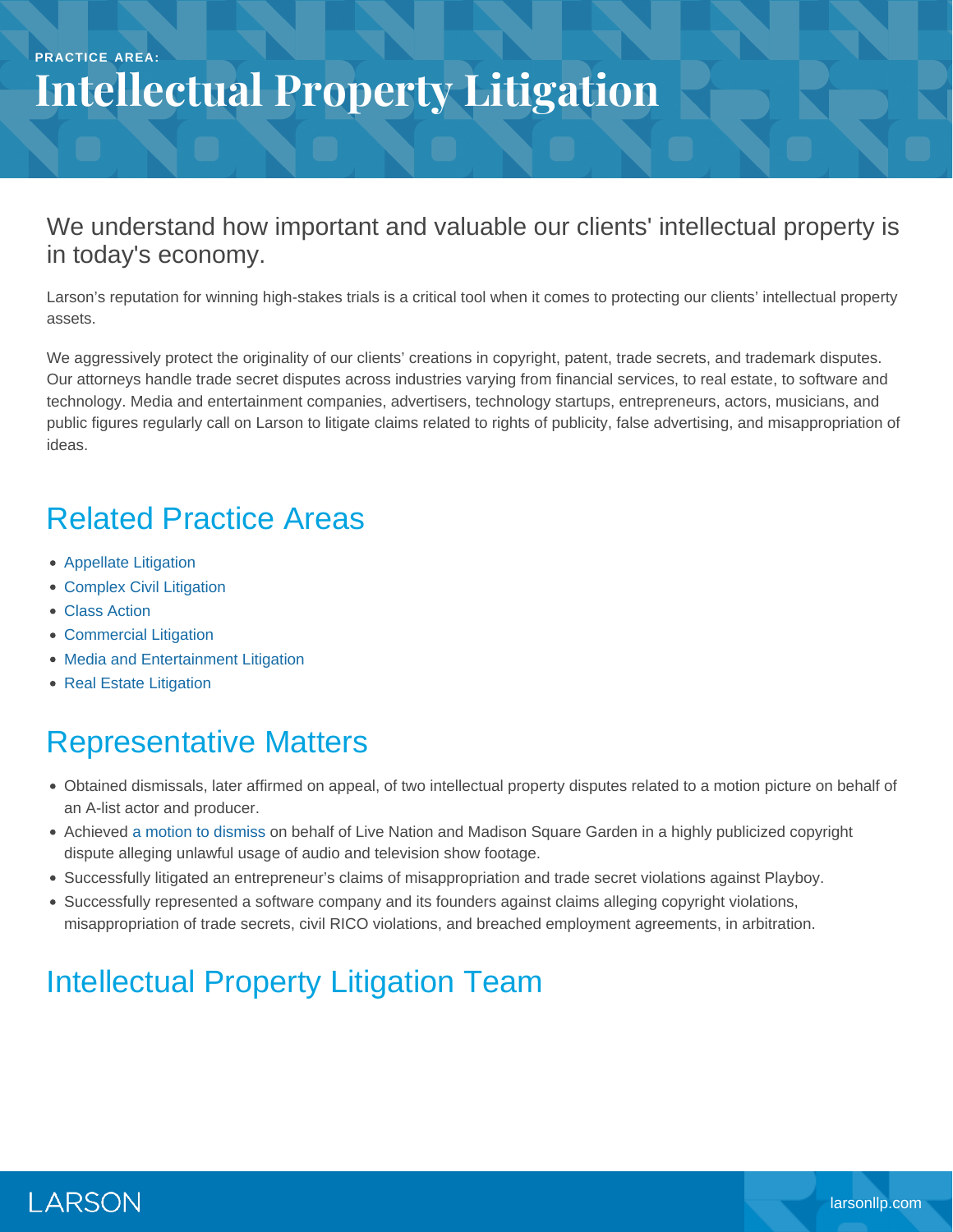PRACTICE AREA:

# Intellectual Property Litigation

We understand how important and valuable our clients' intellectual property is in today's economy.

Larson's reputation for winning high-stakes trials is a critical tool when it comes to protecting our clients' intellectual property assets.

We aggressively protect the originality of our clients' creations in copyright, patent, trade secrets, and trademark disputes. Our attorneys handle trade secret disputes across industries varying from financial services, to real estate, to software and technology. Media and entertainment companies, advertisers, technology startups, entrepreneurs, actors, musicians, and public figures regularly call on Larson to litigate claims related to rights of publicity, false advertising, and misappropriation of ideas.

## Related Practice Areas

- Appellate Litigation
- Complex Civil Litigation
- Class Action
- Commercial Litigation
- Media and Entertainment Litigation
- Real Estate Litigation

## Representative Matters

- Obtained dismissals, later affirmed on appeal, of two intellectual property disputes related to a motion picture on behalf of an A-list actor and producer.
- Achieved a motion to dismiss on behalf of Live Nation and Madison Square Garden in a highly publicized copyright dispute alleging unlawful usage of audio and television show footage.
- Successfully litigated an entrepreneur's claims of misappropriation and trade secret violations against Playboy.
- Successfully represented a software company and its founders against claims alleging copyright violations, misappropriation of trade secrets, civil RICO violations, and breached employment agreements, in arbitration.

## Intellectual Property Litigation Team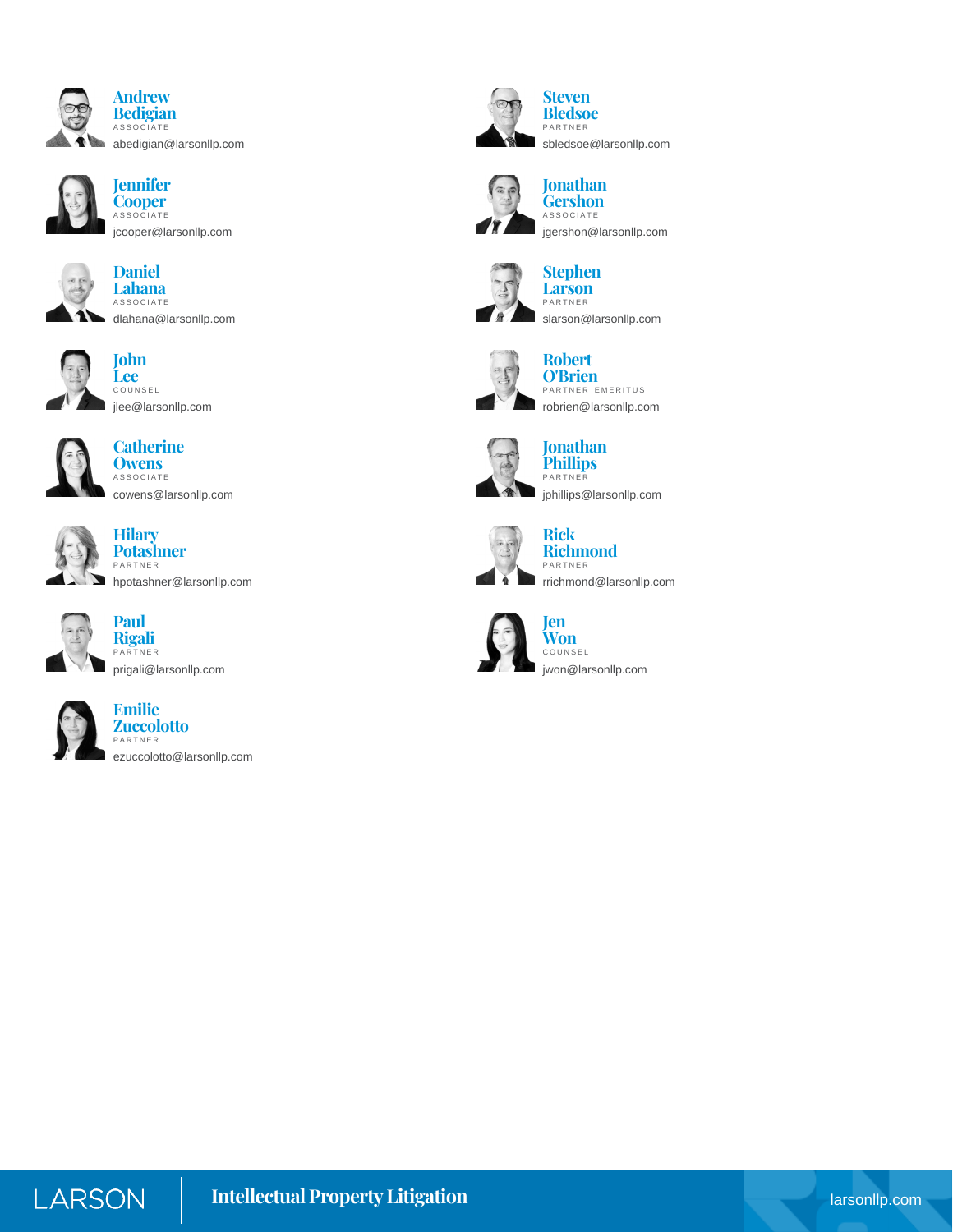**Andrew Bedigian**
ASSOCIATE
abedigian@larsonllp.com

**Jennifer Cooper**
ASSOCIATE
jcooper@larsonllp.com

**Daniel Lahana**
ASSOCIATE
dlahana@larsonllp.com

**John Lee**
COUNSEL
jlee@larsonllp.com

**Catherine Owens**
ASSOCIATE
cowens@larsonllp.com

**Hilary Potashner**
PARTNER
hpotashner@larsonllp.com

**Paul Rigali**
PARTNER
prigali@larsonllp.com

**Emilie Zuccolotto**
PARTNER
ezuccolotto@larsonllp.com

**Steven Bledsoe**
PARTNER
sbledsoe@larsonllp.com

**Jonathan Gershon**
ASSOCIATE
jgershon@larsonllp.com

**Stephen Larson**
PARTNER
slarson@larsonllp.com

**Robert O'Brien**
PARTNER EMERITUS
robrien@larsonllp.com

**Jonathan Phillips**
PARTNER
jphillips@larsonllp.com

**Rick Richmond**
PARTNER
rrichmond@larsonllp.com

**Jen Won**
COUNSEL
jwon@larsonllp.com

LARSON | **Intellectual Property Litigation** | larsonllp.com